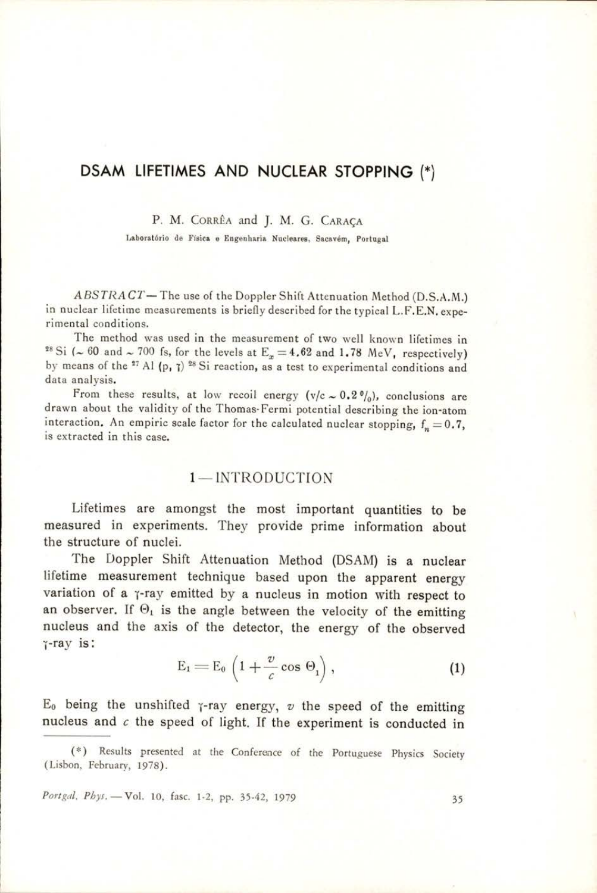# DSAM LIFETIMES AND NUCLEAR STOPPING (*)

P. M. CORRÊA and J. M. G. CARAÇA

Laboratório de Física e Engenharia Nucleares, Sacavém, Portugal

*ABSTRACT* — The use of the Doppler Shift Attenuation Method (D.S.A.M.) in nuclear lifetime measurements is briefly described for the typical L.F.E.N. experimental conditions.

The method was used in the measurement of two well known lifetimes in $^{28}$Si ($\sim$ 60 and $\sim$ 700 fs, for the levels at $E_x = 4.62$ and $1.78$ MeV, respectively) by means of the $^{27}$Al (p, $\gamma$) $^{28}$Si reaction, as a test to experimental conditions and data analysis.

From these results, at low recoil energy ($v/c \sim 0.2\,\%$), conclusions are drawn about the validity of the Thomas-Fermi potential describing the ion-atom interaction. An empiric scale factor for the calculated nuclear stopping, $f_n = 0.7$, is extracted in this case.

## 1 — INTRODUCTION

Lifetimes are amongst the most important quantities to be measured in experiments. They provide prime information about the structure of nuclei.

The Doppler Shift Attenuation Method (DSAM) is a nuclear lifetime measurement technique based upon the apparent energy variation of a $\gamma$-ray emitted by a nucleus in motion with respect to an observer. If $\Theta_1$ is the angle between the velocity of the emitting nucleus and the axis of the detector, the energy of the observed $\gamma$-ray is:

$$E_1 = E_0 \left(1 + \frac{v}{c} \cos \Theta_1\right), \tag{1}$$

$E_0$ being the unshifted $\gamma$-ray energy, $v$ the speed of the emitting nucleus and $c$ the speed of light. If the experiment is conducted in

(*) Results presented at the Conference of the Portuguese Physics Society (Lisbon, February, 1978).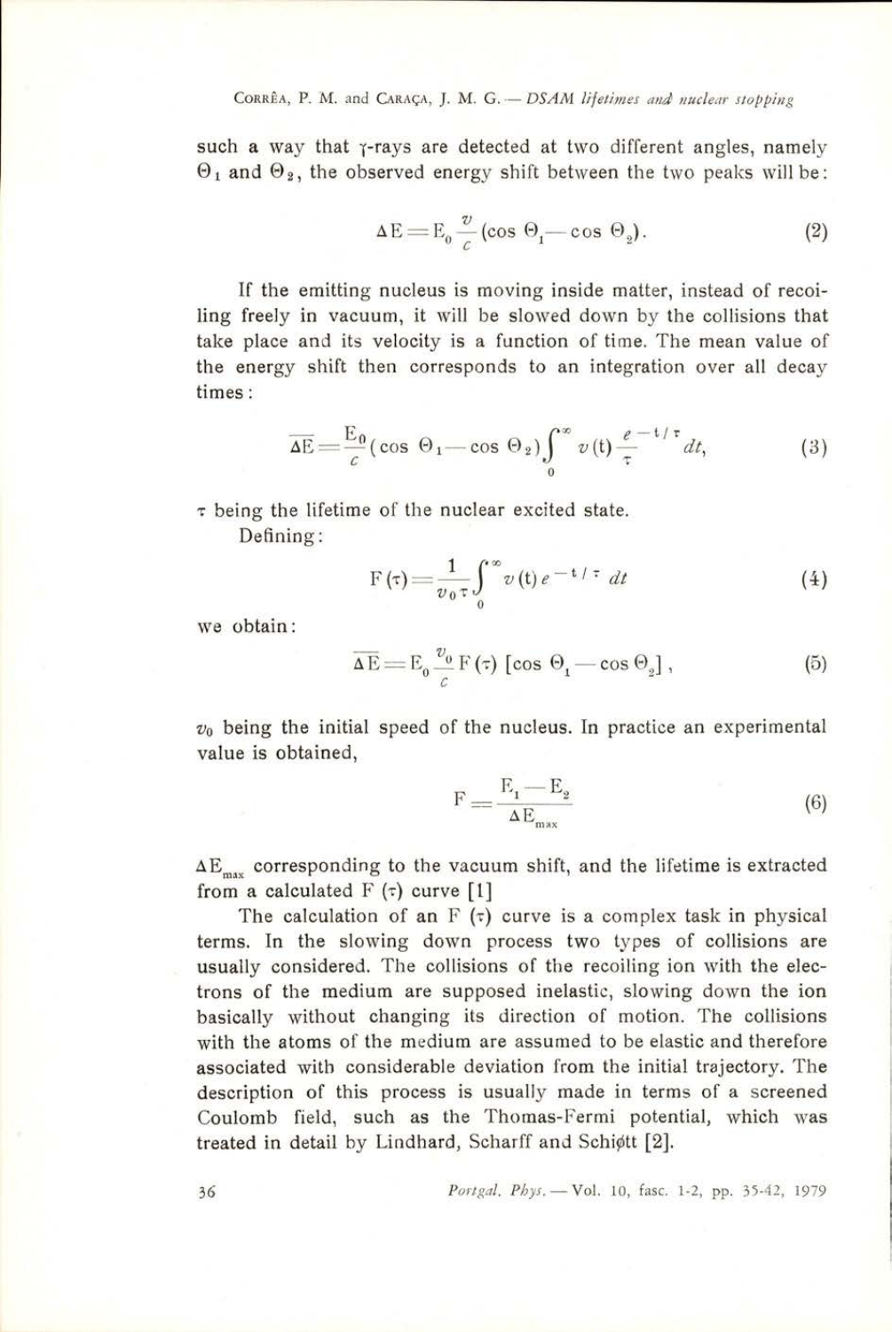such a way that γ-rays are detected at two different angles, namely $\Theta_1$ and $\Theta_2$, the observed energy shift between the two peaks will be:

$$\Delta E = E_0 \frac{v}{c} (\cos \Theta_1 - \cos \Theta_2). \tag{2}$$

If the emitting nucleus is moving inside matter, instead of recoiling freely in vacuum, it will be slowed down by the collisions that take place and its velocity is a function of time. The mean value of the energy shift then corresponds to an integration over all decay times:

$$\overline{\Delta E} = \frac{E_0}{c} (\cos \Theta_1 - \cos \Theta_2) \int_0^\infty v(t) \frac{e^{-t/\tau}}{\tau} dt, \tag{3}$$

$\tau$ being the lifetime of the nuclear excited state.

Defining:

$$F(\tau) = \frac{1}{v_0 \tau} \int_0^\infty v(t) e^{-t/\tau} dt \tag{4}$$

we obtain:

$$\overline{\Delta E} = E_0 \frac{v_0}{c} F(\tau) [\cos \Theta_1 - \cos \Theta_2], \tag{5}$$

$v_0$ being the initial speed of the nucleus. In practice an experimental value is obtained,

$$F = \frac{E_1 - E_2}{\Delta E_{max}} \tag{6}$$

$\Delta E_{max}$ corresponding to the vacuum shift, and the lifetime is extracted from a calculated $F(\tau)$ curve [1]

The calculation of an $F(\tau)$ curve is a complex task in physical terms. In the slowing down process two types of collisions are usually considered. The collisions of the recoiling ion with the electrons of the medium are supposed inelastic, slowing down the ion basically without changing its direction of motion. The collisions with the atoms of the medium are assumed to be elastic and therefore associated with considerable deviation from the initial trajectory. The description of this process is usually made in terms of a screened Coulomb field, such as the Thomas-Fermi potential, which was treated in detail by Lindhard, Scharff and Schiøtt [2].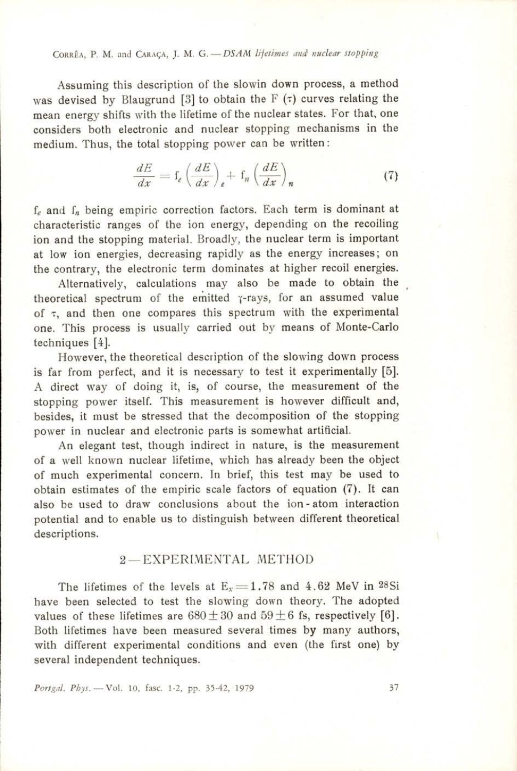Assuming this description of the slowin down process, a method was devised by Blaugrund [3] to obtain the F ($\tau$) curves relating the mean energy shifts with the lifetime of the nuclear states. For that, one considers both electronic and nuclear stopping mechanisms in the medium. Thus, the total stopping power can be written:

$$\frac{dE}{dx} = f_e \left(\frac{dE}{dx}\right)_e + f_n \left(\frac{dE}{dx}\right)_n \tag{7}$$

$f_e$ and $f_n$ being empiric correction factors. Each term is dominant at characteristic ranges of the ion energy, depending on the recoiling ion and the stopping material. Broadly, the nuclear term is important at low ion energies, decreasing rapidly as the energy increases; on the contrary, the electronic term dominates at higher recoil energies.

Alternatively, calculations may also be made to obtain the theoretical spectrum of the emitted $\gamma$-rays, for an assumed value of $\tau$, and then one compares this spectrum with the experimental one. This process is usually carried out by means of Monte-Carlo techniques [4].

However, the theoretical description of the slowing down process is far from perfect, and it is necessary to test it experimentally [5]. A direct way of doing it, is, of course, the measurement of the stopping power itself. This measurement is however difficult and, besides, it must be stressed that the decomposition of the stopping power in nuclear and electronic parts is somewhat artificial.

An elegant test, though indirect in nature, is the measurement of a well known nuclear lifetime, which has already been the object of much experimental concern. In brief, this test may be used to obtain estimates of the empiric scale factors of equation (7). It can also be used to draw conclusions about the ion-atom interaction potential and to enable us to distinguish between different theoretical descriptions.

## 2 — EXPERIMENTAL METHOD

The lifetimes of the levels at $E_x = 1.78$ and $4.62$ MeV in $^{28}Si$ have been selected to test the slowing down theory. The adopted values of these lifetimes are $680 \pm 30$ and $59 \pm 6$ fs, respectively [6]. Both lifetimes have been measured several times by many authors, with different experimental conditions and even (the first one) by several independent techniques.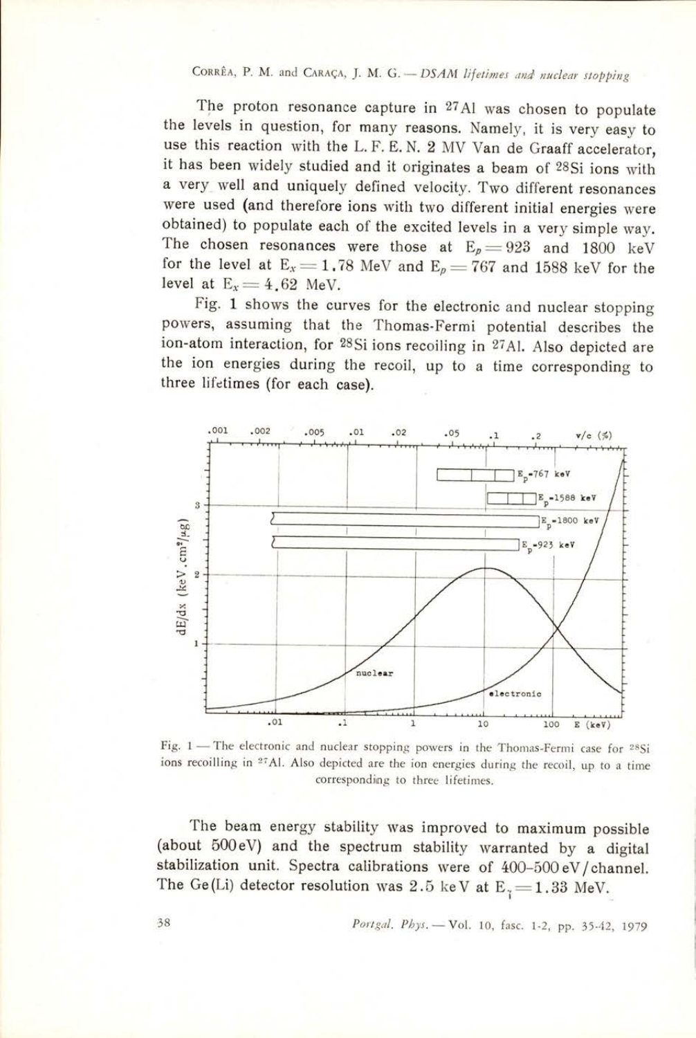The proton resonance capture in $^{27}Al$ was chosen to populate the levels in question, for many reasons. Namely, it is very easy to use this reaction with the L. F. E. N. 2 MV Van de Graaff accelerator, it has been widely studied and it originates a beam of $^{28}Si$ ions with a very well and uniquely defined velocity. Two different resonances were used (and therefore ions with two different initial energies were obtained) to populate each of the excited levels in a very simple way. The chosen resonances were those at $E_p = 923$ and 1800 keV for the level at $E_x = 1.78$ MeV and $E_p = 767$ and 1588 keV for the level at $E_x = 4.62$ MeV.

Fig. 1 shows the curves for the electronic and nuclear stopping powers, assuming that the Thomas-Fermi potential describes the ion-atom interaction, for $^{28}Si$ ions recoiling in $^{27}Al$. Also depicted are the ion energies during the recoil, up to a time corresponding to three lifetimes (for each case).

Fig. 1 — The electronic and nuclear stopping powers in the Thomas-Fermi case for $^{28}Si$ ions recoilling in $^{27}Al$. Also depicted are the ion energies during the recoil, up to a time corresponding to three lifetimes.

The beam energy stability was improved to maximum possible (about 500 eV) and the spectrum stability warranted by a digital stabilization unit. Spectra calibrations were of 400–500 eV/channel. The Ge(Li) detector resolution was 2.5 keV at $E_\gamma = 1.33$ MeV.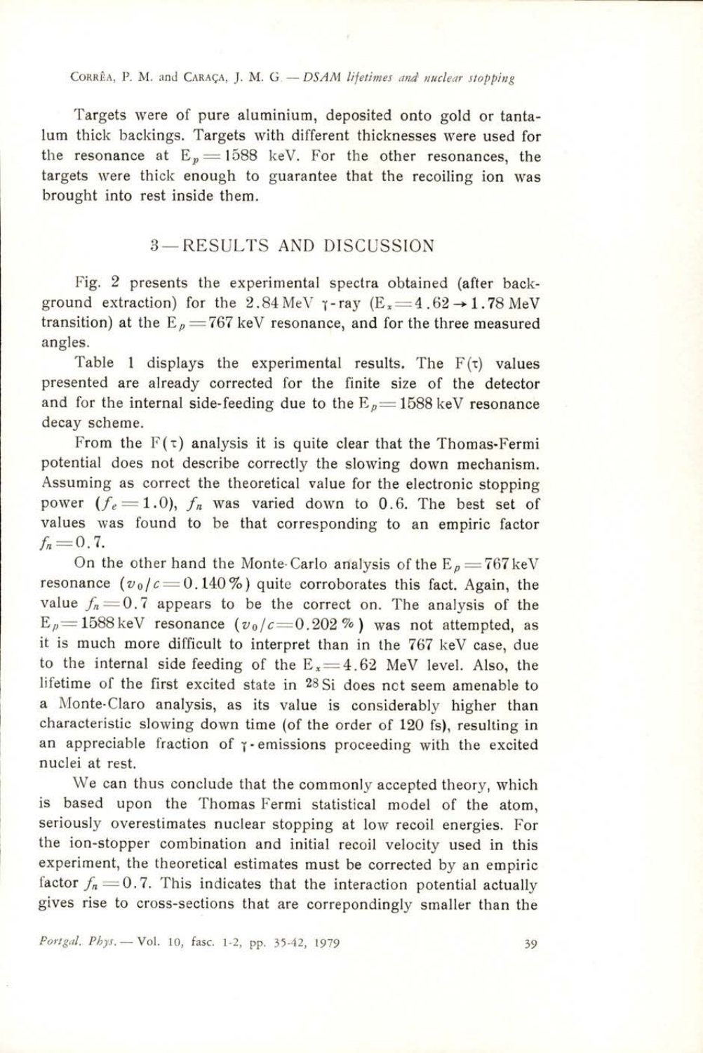Targets were of pure aluminium, deposited onto gold or tantalum thick backings. Targets with different thicknesses were used for the resonance at $E_p = 1588$ keV. For the other resonances, the targets were thick enough to guarantee that the recoiling ion was brought into rest inside them.

## 3 — RESULTS AND DISCUSSION

Fig. 2 presents the experimental spectra obtained (after background extraction) for the 2.84 MeV $\gamma$-ray ($E_x = 4.62 \rightarrow 1.78$ MeV transition) at the $E_p = 767$ keV resonance, and for the three measured angles.

Table 1 displays the experimental results. The $F(\tau)$ values presented are already corrected for the finite size of the detector and for the internal side-feeding due to the $E_p = 1588$ keV resonance decay scheme.

From the $F(\tau)$ analysis it is quite clear that the Thomas-Fermi potential does not describe correctly the slowing down mechanism. Assuming as correct the theoretical value for the electronic stopping power ($f_e = 1.0$), $f_n$ was varied down to 0.6. The best set of values was found to be that corresponding to an empiric factor $f_n = 0.7$.

On the other hand the Monte-Carlo analysis of the $E_p = 767$ keV resonance ($v_0/c = 0.140\%$) quite corroborates this fact. Again, the value $f_n = 0.7$ appears to be the correct on. The analysis of the $E_p = 1588$ keV resonance ($v_0/c = 0.202\%$) was not attempted, as it is much more difficult to interpret than in the 767 keV case, due to the internal side feeding of the $E_x = 4.62$ MeV level. Also, the lifetime of the first excited state in $^{28}Si$ does not seem amenable to a Monte-Claro analysis, as its value is considerably higher than characteristic slowing down time (of the order of 120 fs), resulting in an appreciable fraction of $\gamma$-emissions proceeding with the excited nuclei at rest.

We can thus conclude that the commonly accepted theory, which is based upon the Thomas Fermi statistical model of the atom, seriously overestimates nuclear stopping at low recoil energies. For the ion-stopper combination and initial recoil velocity used in this experiment, the theoretical estimates must be corrected by an empiric factor $f_n = 0.7$. This indicates that the interaction potential actually gives rise to cross-sections that are correpondingly smaller than the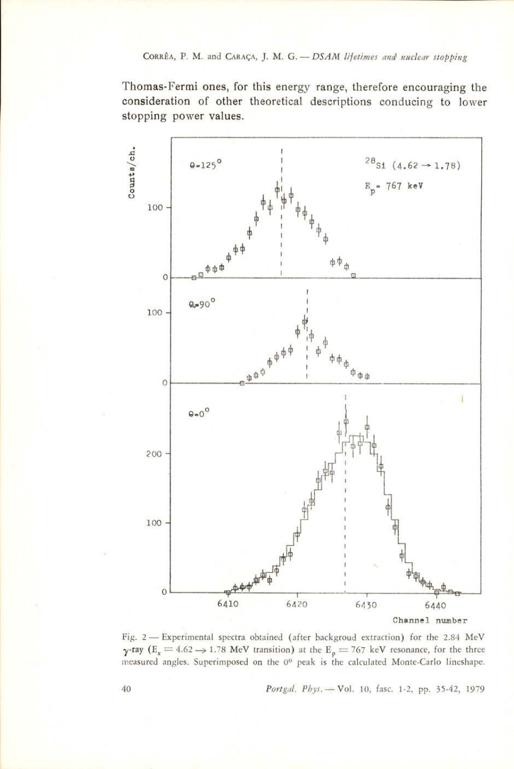Thomas-Fermi ones, for this energy range, therefore encouraging the consideration of other theoretical descriptions conducing to lower stopping power values.

Fig. 2 — Experimental spectra obtained (after backgroud extraction) for the 2.84 MeV $\gamma$-ray ($E_x = 4.62 \rightarrow 1.78$ MeV transition) at the $E_p = 767$ keV resonance, for the three measured angles. Superimposed on the $0^0$ peak is the calculated Monte-Carlo lineshape.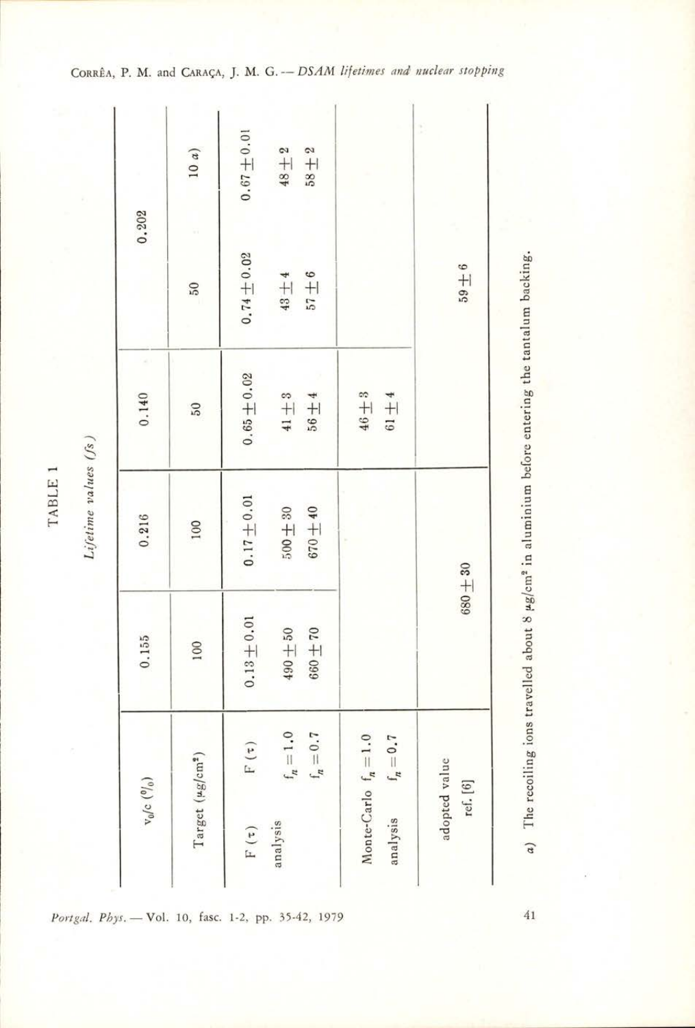TABLE 1

*Lifetime values (fs)*

| $v_0/c$ (%) | | 0.155 | 0.216 | 0.140 | 0.202 | |
|---|---|---|---|---|---|---|
| Target ($\mu g/cm^2$) | | 100 | 100 | 50 | 50 | 10 a) |
| $F(\tau)$ analysis | $F(\tau)$ | $0.13 \pm 0.01$ | $0.17 \pm 0.01$ | $0.65 \pm 0.02$ | $0.74 \pm 0.02$ | $0.67 \pm 0.01$ |
| | $f_n = 1.0$ | $490 \pm 50$ | $500 \pm 30$ | $41 \pm 3$ | $43 \pm 4$ | $48 \pm 2$ |
| | $f_n = 0.7$ | $660 \pm 70$ | $670 \pm 40$ | $56 \pm 4$ | $57 \pm 6$ | $58 \pm 2$ |
| Monte-Carlo analysis | $f_n = 1.0$ | | | $46 \pm 3$ | | |
| | $f_n = 0.7$ | | | $61 \pm 4$ | | |
| adopted value ref. [6] | | $680 \pm 30$ | | | $59 \pm 6$ | |

a) The recoiling ions travelled about 8 $\mu g/cm^2$ in aluminium before entering the tantalum backing.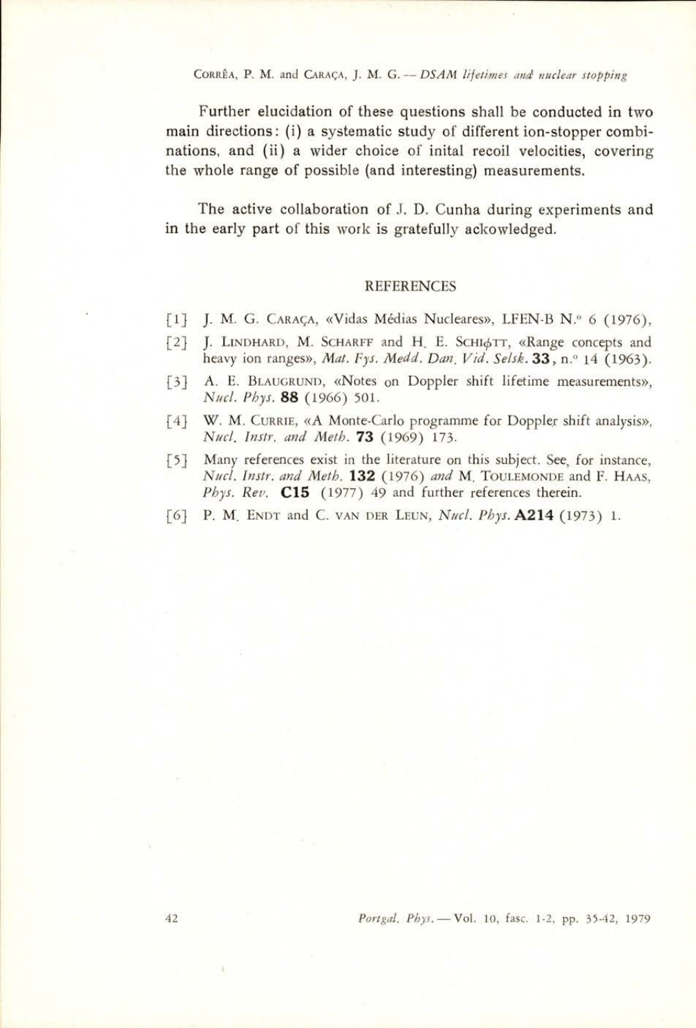Further elucidation of these questions shall be conducted in two main directions: (i) a systematic study of different ion-stopper combinations, and (ii) a wider choice of inital recoil velocities, covering the whole range of possible (and interesting) measurements.

The active collaboration of J. D. Cunha during experiments and in the early part of this work is gratefully ackowledged.

## REFERENCES

[1] J. M. G. Caraça, «Vidas Médias Nucleares», LFEN-B N.º 6 (1976).

[2] J. Lindhard, M. Scharff and H. E. Schiøtt, «Range concepts and heavy ion ranges», *Mat. Fys. Medd. Dan. Vid. Selsk.* **33**, n.º 14 (1963).

[3] A. E. Blaugrund, «Notes on Doppler shift lifetime measurements», *Nucl. Phys.* **88** (1966) 501.

[4] W. M. Currie, «A Monte-Carlo programme for Doppler shift analysis», *Nucl. Instr. and Meth.* **73** (1969) 173.

[5] Many references exist in the literature on this subject. See, for instance, *Nucl. Instr. and Meth.* **132** (1976) *and* M. Toulemonde and F. Haas, *Phys. Rev.* **C15** (1977) 49 and further references therein.

[6] P. M. Endt and C. van der Leun, *Nucl. Phys.* **A214** (1973) 1.